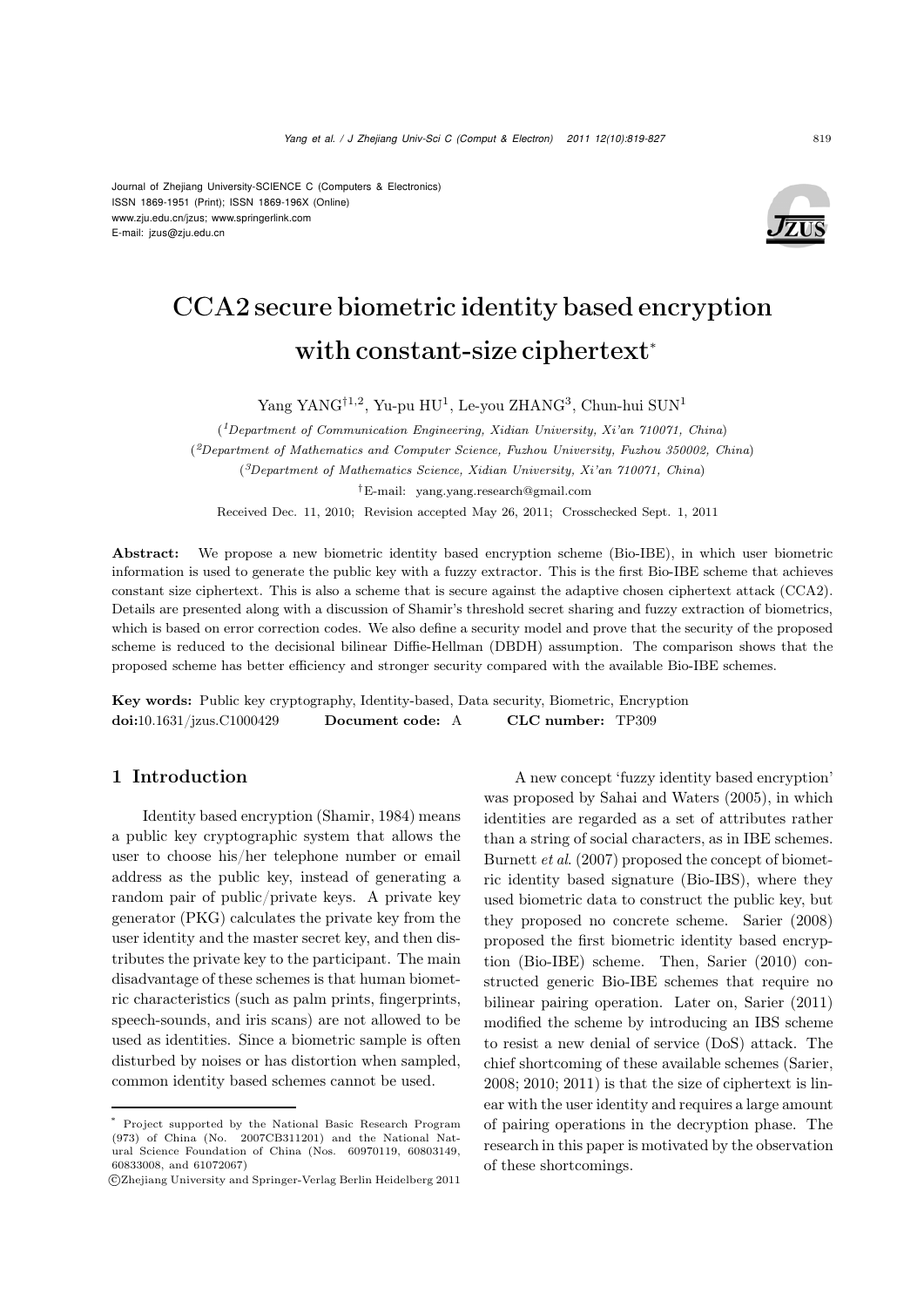Journal of Zhejiang University-SCIENCE C (Computers & Electronics)
ISSN 1869-1951 (Print); ISSN 1869-196X (Online)
www.zju.edu.cn/jzus; www.springerlink.com
E-mail: jzus@zju.edu.cn

# CCA2 secure biometric identity based encryption with constant-size ciphertext*

Yang YANG[†1,2], Yu-pu HU[1], Le-you ZHANG[3], Chun-hui SUN[1]

([1]*Department of Communication Engineering, Xidian University, Xi'an 710071, China*)

([2]*Department of Mathematics and Computer Science, Fuzhou University, Fuzhou 350002, China*)

([3]*Department of Mathematics Science, Xidian University, Xi'an 710071, China*)

[†]E-mail: yang.yang.research@gmail.com

Received Dec. 11, 2010; Revision accepted May 26, 2011; Crosschecked Sept. 1, 2011

**Abstract:** We propose a new biometric identity based encryption scheme (Bio-IBE), in which user biometric information is used to generate the public key with a fuzzy extractor. This is the first Bio-IBE scheme that achieves constant size ciphertext. This is also a scheme that is secure against the adaptive chosen ciphertext attack (CCA2). Details are presented along with a discussion of Shamir's threshold secret sharing and fuzzy extraction of biometrics, which is based on error correction codes. We also define a security model and prove that the security of the proposed scheme is reduced to the decisional bilinear Diffie-Hellman (DBDH) assumption. The comparison shows that the proposed scheme has better efficiency and stronger security compared with the available Bio-IBE schemes.

**Key words:** Public key cryptography, Identity-based, Data security, Biometric, Encryption
**doi:**10.1631/jzus.C1000429 **Document code:** A **CLC number:** TP309

## 1 Introduction

Identity based encryption (Shamir, 1984) means a public key cryptographic system that allows the user to choose his/her telephone number or email address as the public key, instead of generating a random pair of public/private keys. A private key generator (PKG) calculates the private key from the user identity and the master secret key, and then distributes the private key to the participant. The main disadvantage of these schemes is that human biometric characteristics (such as palm prints, fingerprints, speech-sounds, and iris scans) are not allowed to be used as identities. Since a biometric sample is often disturbed by noises or has distortion when sampled, common identity based schemes cannot be used.

A new concept 'fuzzy identity based encryption' was proposed by Sahai and Waters (2005), in which identities are regarded as a set of attributes rather than a string of social characters, as in IBE schemes. Burnett *et al.* (2007) proposed the concept of biometric identity based signature (Bio-IBS), where they used biometric data to construct the public key, but they proposed no concrete scheme. Sarier (2008) proposed the first biometric identity based encryption (Bio-IBE) scheme. Then, Sarier (2010) constructed generic Bio-IBE schemes that require no bilinear pairing operation. Later on, Sarier (2011) modified the scheme by introducing an IBS scheme to resist a new denial of service (DoS) attack. The chief shortcoming of these available schemes (Sarier, 2008; 2010; 2011) is that the size of ciphertext is linear with the user identity and requires a large amount of pairing operations in the decryption phase. The research in this paper is motivated by the observation of these shortcomings.

---

* Project supported by the National Basic Research Program (973) of China (No. 2007CB311201) and the National Natural Science Foundation of China (Nos. 60970119, 60803149, 60833008, and 61072067)

©Zhejiang University and Springer-Verlag Berlin Heidelberg 2011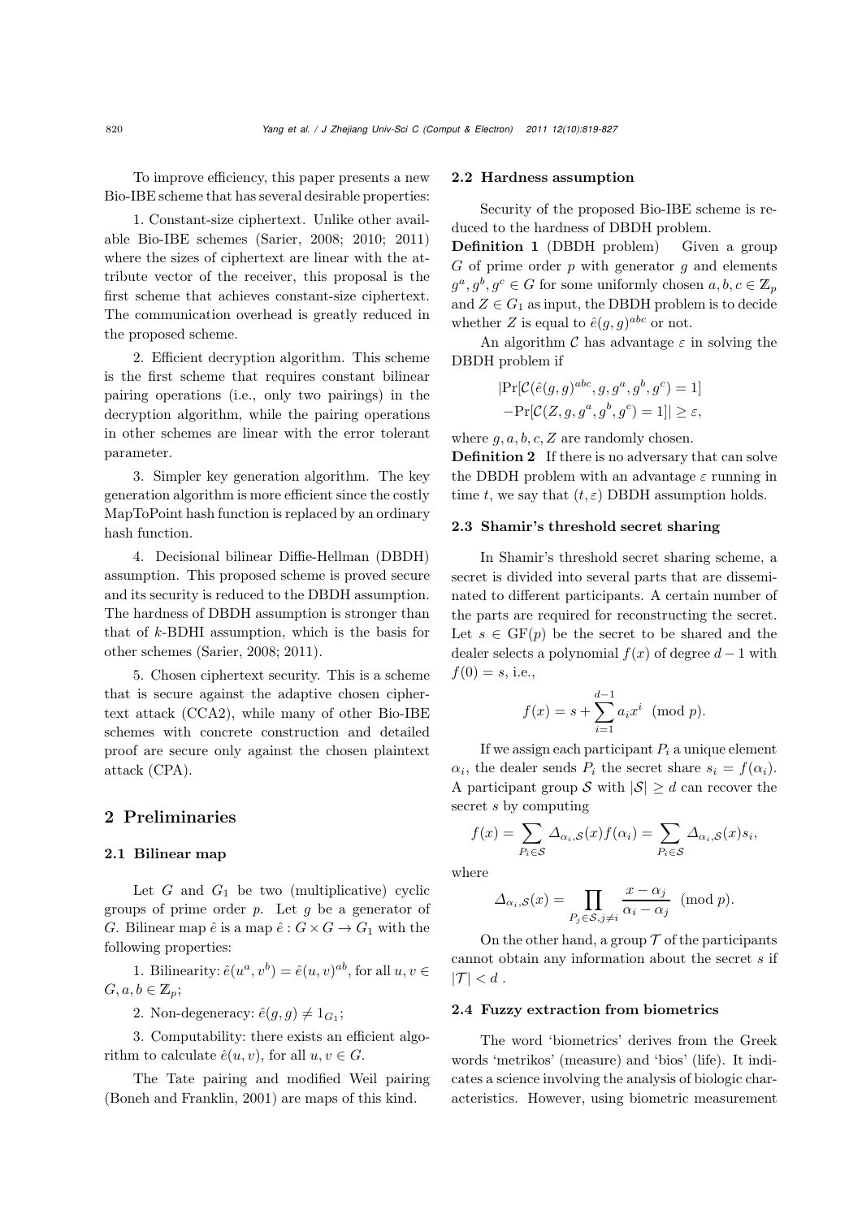To improve efficiency, this paper presents a new Bio-IBE scheme that has several desirable properties:

1. Constant-size ciphertext. Unlike other available Bio-IBE schemes (Sarier, 2008; 2010; 2011) where the sizes of ciphertext are linear with the attribute vector of the receiver, this proposal is the first scheme that achieves constant-size ciphertext. The communication overhead is greatly reduced in the proposed scheme.

2. Efficient decryption algorithm. This scheme is the first scheme that requires constant bilinear pairing operations (i.e., only two pairings) in the decryption algorithm, while the pairing operations in other schemes are linear with the error tolerant parameter.

3. Simpler key generation algorithm. The key generation algorithm is more efficient since the costly MapToPoint hash function is replaced by an ordinary hash function.

4. Decisional bilinear Diffie-Hellman (DBDH) assumption. This proposed scheme is proved secure and its security is reduced to the DBDH assumption. The hardness of DBDH assumption is stronger than that of $k$-BDHI assumption, which is the basis for other schemes (Sarier, 2008; 2011).

5. Chosen ciphertext security. This is a scheme that is secure against the adaptive chosen ciphertext attack (CCA2), while many of other Bio-IBE schemes with concrete construction and detailed proof are secure only against the chosen plaintext attack (CPA).

## 2 Preliminaries

### 2.1 Bilinear map

Let $G$ and $G_1$ be two (multiplicative) cyclic groups of prime order $p$. Let $g$ be a generator of $G$. Bilinear map $\hat{e}$ is a map $\hat{e}: G \times G \rightarrow G_1$ with the following properties:

1. Bilinearity: $\hat{e}(u^a, v^b) = \hat{e}(u, v)^{ab}$, for all $u, v \in G, a, b \in \mathbb{Z}_p$;

2. Non-degeneracy: $\hat{e}(g, g) \neq 1_{G_1}$;

3. Computability: there exists an efficient algorithm to calculate $\hat{e}(u, v)$, for all $u, v \in G$.

The Tate pairing and modified Weil pairing (Boneh and Franklin, 2001) are maps of this kind.

### 2.2 Hardness assumption

Security of the proposed Bio-IBE scheme is reduced to the hardness of DBDH problem.

**Definition 1** (DBDH problem) Given a group $G$ of prime order $p$ with generator $g$ and elements $g^a, g^b, g^c \in G$ for some uniformly chosen $a, b, c \in \mathbb{Z}_p$ and $Z \in G_1$ as input, the DBDH problem is to decide whether $Z$ is equal to $\hat{e}(g, g)^{abc}$ or not.

An algorithm $\mathcal{C}$ has advantage $\varepsilon$ in solving the DBDH problem if

$$|\Pr[\mathcal{C}(\hat{e}(g, g)^{abc}, g, g^a, g^b, g^c) = 1] \\ -\Pr[\mathcal{C}(Z, g, g^a, g^b, g^c) = 1]| \geq \varepsilon,$$

where $g, a, b, c, Z$ are randomly chosen.

**Definition 2** If there is no adversary that can solve the DBDH problem with an advantage $\varepsilon$ running in time $t$, we say that $(t, \varepsilon)$ DBDH assumption holds.

### 2.3 Shamir's threshold secret sharing

In Shamir's threshold secret sharing scheme, a secret is divided into several parts that are disseminated to different participants. A certain number of the parts are required for reconstructing the secret. Let $s \in \mathrm{GF}(p)$ be the secret to be shared and the dealer selects a polynomial $f(x)$ of degree $d-1$ with $f(0) = s$, i.e.,

$$f(x) = s + \sum_{i=1}^{d-1} a_i x^i \pmod{p}.$$

If we assign each participant $P_i$ a unique element $\alpha_i$, the dealer sends $P_i$ the secret share $s_i = f(\alpha_i)$. A participant group $\mathcal{S}$ with $|\mathcal{S}| \geq d$ can recover the secret $s$ by computing

$$f(x) = \sum_{P_i \in \mathcal{S}} \Delta_{\alpha_i, \mathcal{S}}(x) f(\alpha_i) = \sum_{P_i \in \mathcal{S}} \Delta_{\alpha_i, \mathcal{S}}(x) s_i,$$

where

$$\Delta_{\alpha_i, \mathcal{S}}(x) = \prod_{P_j \in \mathcal{S}, j \neq i} \frac{x - \alpha_j}{\alpha_i - \alpha_j} \pmod{p}.$$

On the other hand, a group $\mathcal{T}$ of the participants cannot obtain any information about the secret $s$ if $|\mathcal{T}| < d$.

### 2.4 Fuzzy extraction from biometrics

The word 'biometrics' derives from the Greek words 'metrikos' (measure) and 'bios' (life). It indicates a science involving the analysis of biologic characteristics. However, using biometric measurement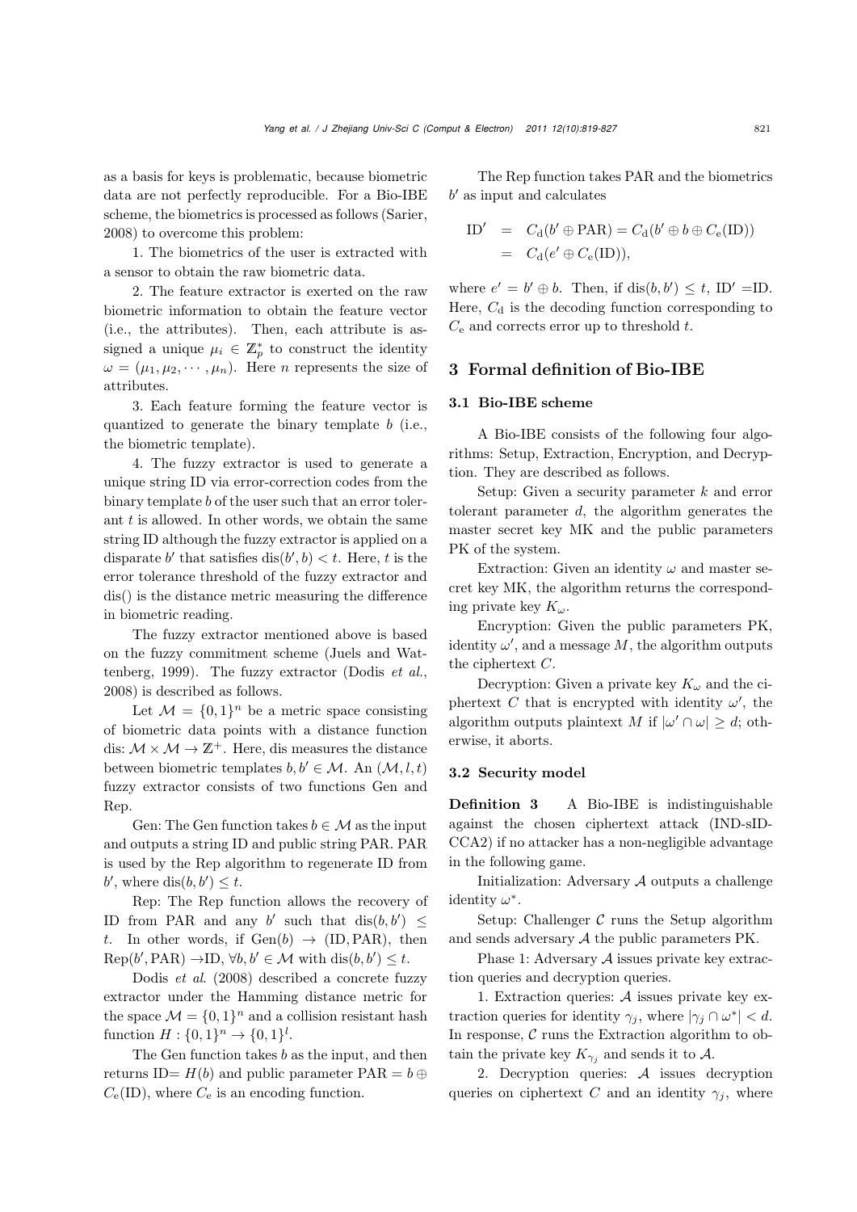as a basis for keys is problematic, because biometric data are not perfectly reproducible. For a Bio-IBE scheme, the biometrics is processed as follows (Sarier, 2008) to overcome this problem:

1. The biometrics of the user is extracted with a sensor to obtain the raw biometric data.

2. The feature extractor is exerted on the raw biometric information to obtain the feature vector (i.e., the attributes). Then, each attribute is assigned a unique $\mu_i \in \mathbb{Z}_p^*$ to construct the identity $\omega = (\mu_1, \mu_2, \cdots, \mu_n)$. Here $n$ represents the size of attributes.

3. Each feature forming the feature vector is quantized to generate the binary template $b$ (i.e., the biometric template).

4. The fuzzy extractor is used to generate a unique string ID via error-correction codes from the binary template $b$ of the user such that an error tolerant $t$ is allowed. In other words, we obtain the same string ID although the fuzzy extractor is applied on a disparate $b'$ that satisfies $\text{dis}(b', b) < t$. Here, $t$ is the error tolerance threshold of the fuzzy extractor and dis() is the distance metric measuring the difference in biometric reading.

The fuzzy extractor mentioned above is based on the fuzzy commitment scheme (Juels and Wattenberg, 1999). The fuzzy extractor (Dodis *et al.*, 2008) is described as follows.

Let $\mathcal{M} = \{0, 1\}^n$ be a metric space consisting of biometric data points with a distance function dis: $\mathcal{M} \times \mathcal{M} \to \mathbb{Z}^+$. Here, dis measures the distance between biometric templates $b, b' \in \mathcal{M}$. An $(\mathcal{M}, l, t)$ fuzzy extractor consists of two functions Gen and Rep.

Gen: The Gen function takes $b \in \mathcal{M}$ as the input and outputs a string ID and public string PAR. PAR is used by the Rep algorithm to regenerate ID from $b'$, where $\text{dis}(b, b') \leq t$.

Rep: The Rep function allows the recovery of ID from PAR and any $b'$ such that $\text{dis}(b, b') \leq t$. In other words, if $\text{Gen}(b) \to (\text{ID}, \text{PAR})$, then $\text{Rep}(b', \text{PAR}) \to \text{ID}$, $\forall b, b' \in \mathcal{M}$ with $\text{dis}(b, b') \leq t$.

Dodis *et al.* (2008) described a concrete fuzzy extractor under the Hamming distance metric for the space $\mathcal{M} = \{0, 1\}^n$ and a collision resistant hash function $H : \{0, 1\}^n \to \{0, 1\}^l$.

The Gen function takes $b$ as the input, and then returns ID$= H(b)$ and public parameter $\text{PAR} = b \oplus C_{\text{e}}(\text{ID})$, where $C_{\text{e}}$ is an encoding function.

The Rep function takes PAR and the biometrics $b'$ as input and calculates

$$\begin{aligned} \text{ID}' &= C_{\text{d}}(b' \oplus \text{PAR}) = C_{\text{d}}(b' \oplus b \oplus C_{\text{e}}(\text{ID})) \\ &= C_{\text{d}}(e' \oplus C_{\text{e}}(\text{ID})), \end{aligned}$$

where $e' = b' \oplus b$. Then, if $\text{dis}(b, b') \leq t$, ID$'$ =ID. Here, $C_{\text{d}}$ is the decoding function corresponding to $C_{\text{e}}$ and corrects error up to threshold $t$.

## 3 Formal definition of Bio-IBE

### 3.1 Bio-IBE scheme

A Bio-IBE consists of the following four algorithms: Setup, Extraction, Encryption, and Decryption. They are described as follows.

Setup: Given a security parameter $k$ and error tolerant parameter $d$, the algorithm generates the master secret key MK and the public parameters PK of the system.

Extraction: Given an identity $\omega$ and master secret key MK, the algorithm returns the corresponding private key $K_\omega$.

Encryption: Given the public parameters PK, identity $\omega'$, and a message $M$, the algorithm outputs the ciphertext $C$.

Decryption: Given a private key $K_\omega$ and the ciphertext $C$ that is encrypted with identity $\omega'$, the algorithm outputs plaintext $M$ if $|\omega' \cap \omega| \geq d$; otherwise, it aborts.

### 3.2 Security model

**Definition 3** A Bio-IBE is indistinguishable against the chosen ciphertext attack (IND-sID-CCA2) if no attacker has a non-negligible advantage in the following game.

Initialization: Adversary $\mathcal{A}$ outputs a challenge identity $\omega^*$.

Setup: Challenger $\mathcal{C}$ runs the Setup algorithm and sends adversary $\mathcal{A}$ the public parameters PK.

Phase 1: Adversary $\mathcal{A}$ issues private key extraction queries and decryption queries.

1. Extraction queries: $\mathcal{A}$ issues private key extraction queries for identity $\gamma_j$, where $|\gamma_j \cap \omega^*| < d$. In response, $\mathcal{C}$ runs the Extraction algorithm to obtain the private key $K_{\gamma_j}$ and sends it to $\mathcal{A}$.

2. Decryption queries: $\mathcal{A}$ issues decryption queries on ciphertext $C$ and an identity $\gamma_j$, where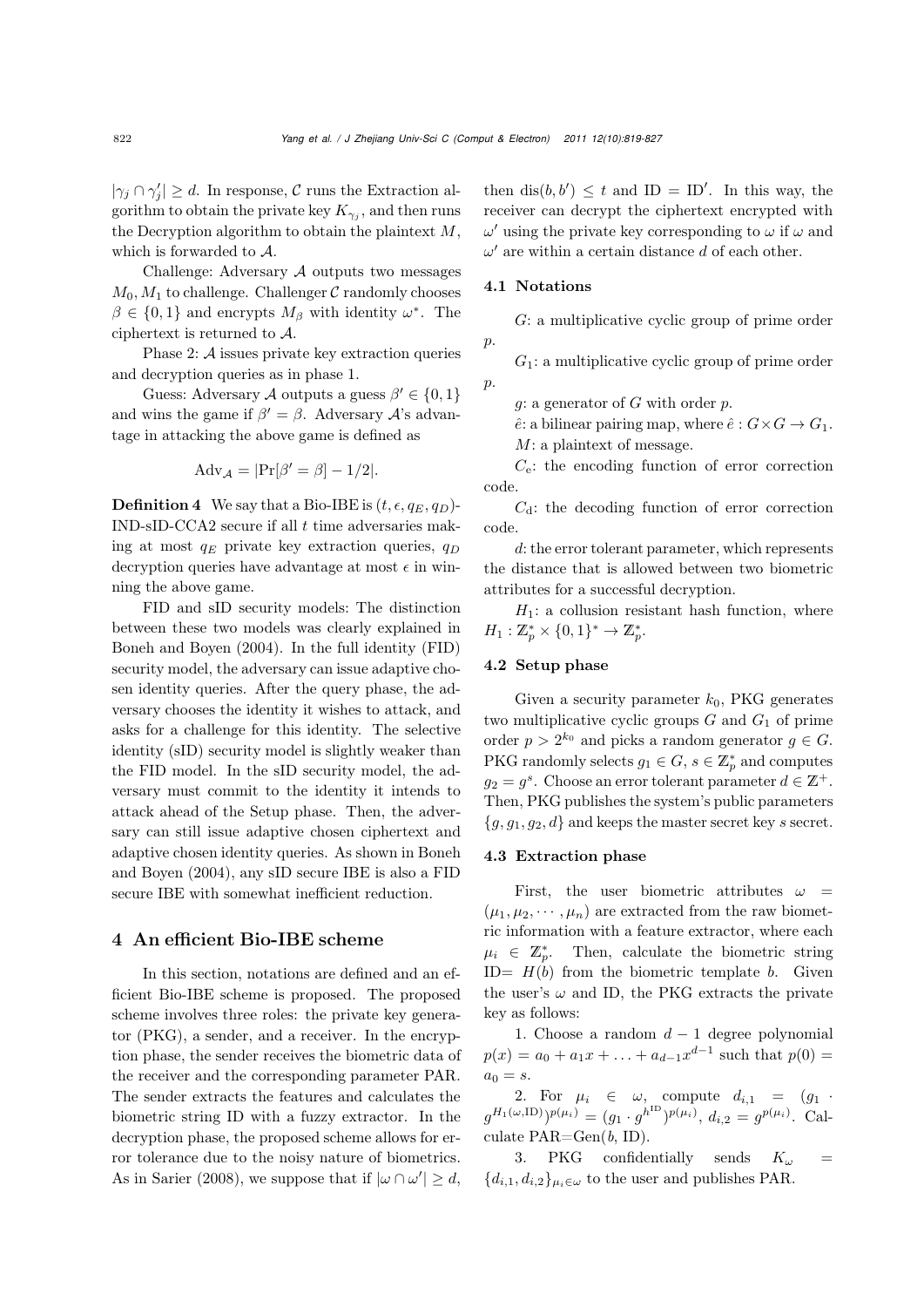$|\gamma_j \cap \gamma'_j| \geq d$. In response, $\mathcal{C}$ runs the Extraction algorithm to obtain the private key $K_{\gamma_j}$, and then runs the Decryption algorithm to obtain the plaintext $M$, which is forwarded to $\mathcal{A}$.

Challenge: Adversary $\mathcal{A}$ outputs two messages $M_0, M_1$ to challenge. Challenger $\mathcal{C}$ randomly chooses $\beta \in \{0,1\}$ and encrypts $M_\beta$ with identity $\omega^*$. The ciphertext is returned to $\mathcal{A}$.

Phase 2: $\mathcal{A}$ issues private key extraction queries and decryption queries as in phase 1.

Guess: Adversary $\mathcal{A}$ outputs a guess $\beta' \in \{0,1\}$ and wins the game if $\beta' = \beta$. Adversary $\mathcal{A}$'s advantage in attacking the above game is defined as

$$\mathrm{Adv}_{\mathcal{A}} = |\Pr[\beta' = \beta] - 1/2|.$$

**Definition 4** We say that a Bio-IBE is $(t, \epsilon, q_E, q_D)$-IND-sID-CCA2 secure if all $t$ time adversaries making at most $q_E$ private key extraction queries, $q_D$ decryption queries have advantage at most $\epsilon$ in winning the above game.

FID and sID security models: The distinction between these two models was clearly explained in Boneh and Boyen (2004). In the full identity (FID) security model, the adversary can issue adaptive chosen identity queries. After the query phase, the adversary chooses the identity it wishes to attack, and asks for a challenge for this identity. The selective identity (sID) security model is slightly weaker than the FID model. In the sID security model, the adversary must commit to the identity it intends to attack ahead of the Setup phase. Then, the adversary can still issue adaptive chosen ciphertext and adaptive chosen identity queries. As shown in Boneh and Boyen (2004), any sID secure IBE is also a FID secure IBE with somewhat inefficient reduction.

## 4 An efficient Bio-IBE scheme

In this section, notations are defined and an efficient Bio-IBE scheme is proposed. The proposed scheme involves three roles: the private key generator (PKG), a sender, and a receiver. In the encryption phase, the sender receives the biometric data of the receiver and the corresponding parameter PAR. The sender extracts the features and calculates the biometric string ID with a fuzzy extractor. In the decryption phase, the proposed scheme allows for error tolerance due to the noisy nature of biometrics. As in Sarier (2008), we suppose that if $|\omega \cap \omega'| \geq d$, then $\mathrm{dis}(b, b') \leq t$ and $\mathrm{ID} = \mathrm{ID}'$. In this way, the receiver can decrypt the ciphertext encrypted with $\omega'$ using the private key corresponding to $\omega$ if $\omega$ and $\omega'$ are within a certain distance $d$ of each other.

### 4.1 Notations

$G$: a multiplicative cyclic group of prime order $p$.

$G_1$: a multiplicative cyclic group of prime order $p$.

$g$: a generator of $G$ with order $p$.

$\hat{e}$: a bilinear pairing map, where $\hat{e}: G \times G \rightarrow G_1$.

$M$: a plaintext of message.

$C_{\mathrm{e}}$: the encoding function of error correction code.

$C_{\mathrm{d}}$: the decoding function of error correction code.

$d$: the error tolerant parameter, which represents the distance that is allowed between two biometric attributes for a successful decryption.

$H_1$: a collusion resistant hash function, where $H_1: \mathbb{Z}_p^* \times \{0,1\}^* \rightarrow \mathbb{Z}_p^*$.

### 4.2 Setup phase

Given a security parameter $k_0$, PKG generates two multiplicative cyclic groups $G$ and $G_1$ of prime order $p > 2^{k_0}$ and picks a random generator $g \in G$. PKG randomly selects $g_1 \in G$, $s \in \mathbb{Z}_p^*$ and computes $g_2 = g^s$. Choose an error tolerant parameter $d \in \mathbb{Z}^+$. Then, PKG publishes the system's public parameters $\{g, g_1, g_2, d\}$ and keeps the master secret key $s$ secret.

### 4.3 Extraction phase

First, the user biometric attributes $\omega = (\mu_1, \mu_2, \cdots, \mu_n)$ are extracted from the raw biometric information with a feature extractor, where each $\mu_i \in \mathbb{Z}_p^*$. Then, calculate the biometric string ID$= H(b)$ from the biometric template $b$. Given the user's $\omega$ and ID, the PKG extracts the private key as follows:

1. Choose a random $d-1$ degree polynomial $p(x) = a_0 + a_1 x + \ldots + a_{d-1} x^{d-1}$ such that $p(0) = a_0 = s$.

2. For $\mu_i \in \omega$, compute $d_{i,1} = (g_1 \cdot g^{H_1(\omega, \mathrm{ID})})^{p(\mu_i)} = (g_1 \cdot g^{h^{\mathrm{ID}}})^{p(\mu_i)}$, $d_{i,2} = g^{p(\mu_i)}$. Calculate PAR=Gen($b$, ID).

3. PKG confidentially sends $K_\omega = \{d_{i,1}, d_{i,2}\}_{\mu_i \in \omega}$ to the user and publishes PAR.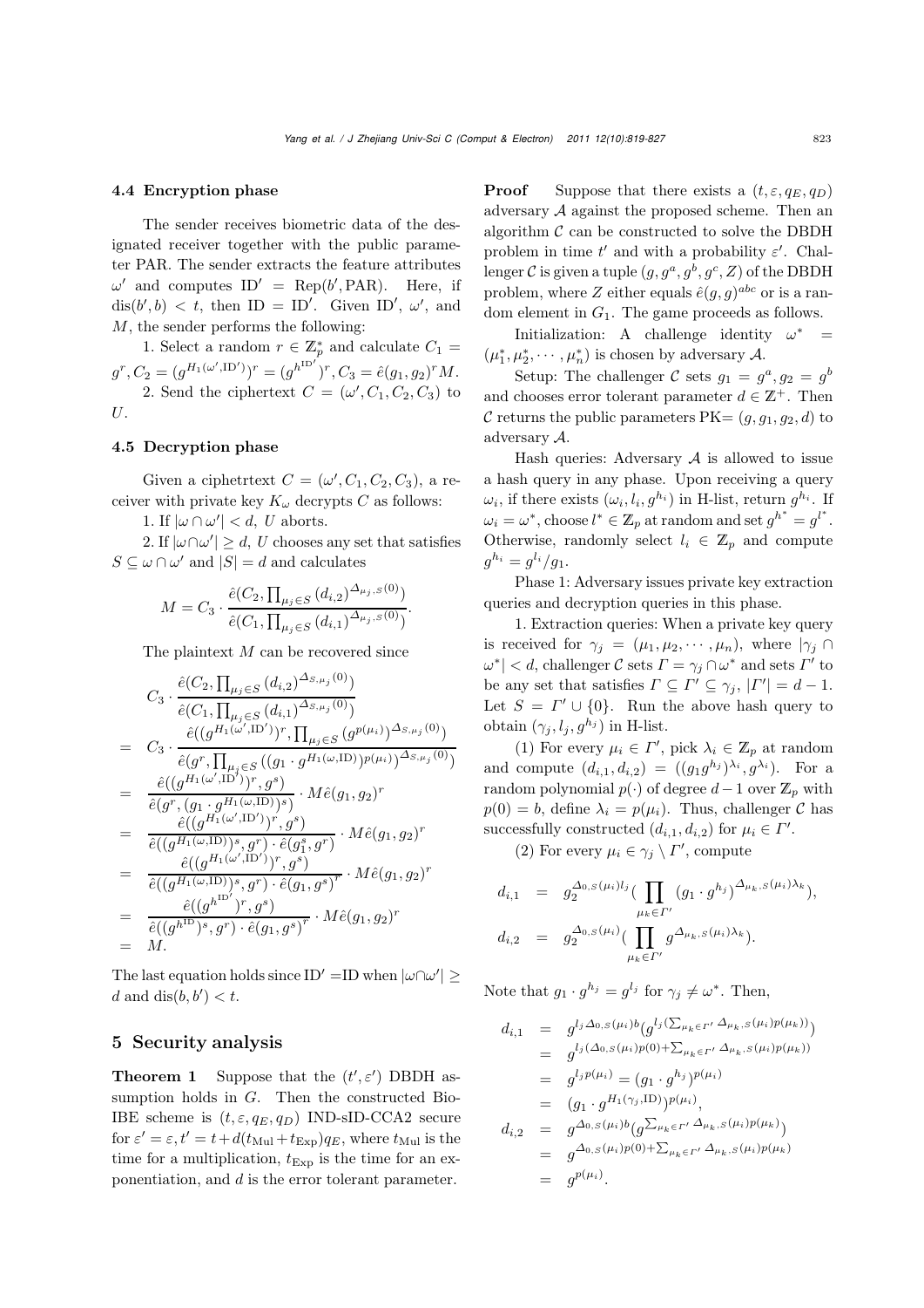### 4.4 Encryption phase

The sender receives biometric data of the designated receiver together with the public parameter PAR. The sender extracts the feature attributes $\omega'$ and computes $\mathrm{ID}' = \mathrm{Rep}(b', \mathrm{PAR})$. Here, if $\mathrm{dis}(b', b) < t$, then $\mathrm{ID} = \mathrm{ID}'$. Given $\mathrm{ID}'$, $\omega'$, and $M$, the sender performs the following:

1. Select a random $r \in \mathbb{Z}_p^*$ and calculate $C_1 = g^r, C_2 = (g^{H_1(\omega', \mathrm{ID}')})^r = (g^{h^{\mathrm{ID}'}})^r, C_3 = \hat{e}(g_1, g_2)^r M$.
2. Send the ciphertext $C = (\omega', C_1, C_2, C_3)$ to $U$.

### 4.5 Decryption phase

Given a ciphetrtext $C = (\omega', C_1, C_2, C_3)$, a receiver with private key $K_\omega$ decrypts $C$ as follows:

1. If $|\omega \cap \omega'| < d$, $U$ aborts.
2. If $|\omega \cap \omega'| \geq d$, $U$ chooses any set that satisfies $S \subseteq \omega \cap \omega'$ and $|S| = d$ and calculates

$$M = C_3 \cdot \frac{\hat{e}(C_2, \prod_{\mu_j \in S} (d_{i,2})^{\Delta_{\mu_j, S}(0)})}{\hat{e}(C_1, \prod_{\mu_j \in S} (d_{i,1})^{\Delta_{\mu_j, S}(0)})}.$$

The plaintext $M$ can be recovered since

$$\begin{aligned}
& C_3 \cdot \frac{\hat{e}(C_2, \prod_{\mu_j \in S} (d_{i,2})^{\Delta_{S,\mu_j}(0)})}{\hat{e}(C_1, \prod_{\mu_j \in S} (d_{i,1})^{\Delta_{S,\mu_j}(0)})} \\
= \ & C_3 \cdot \frac{\hat{e}((g^{H_1(\omega', \mathrm{ID}')})^r, \prod_{\mu_j \in S} (g^{p(\mu_i)})^{\Delta_{S,\mu_j}(0)})}{\hat{e}(g^r, \prod_{\mu_j \in S} ((g_1 \cdot g^{H_1(\omega, \mathrm{ID})})^{p(\mu_i)})^{\Delta_{S,\mu_j}(0)})} \\
= \ & \frac{\hat{e}((g^{H_1(\omega', \mathrm{ID}')})^r, g^s)}{\hat{e}(g^r, (g_1 \cdot g^{H_1(\omega, \mathrm{ID})})^s)} \cdot M\hat{e}(g_1, g_2)^r \\
= \ & \frac{\hat{e}((g^{H_1(\omega', \mathrm{ID}')})^r, g^s)}{\hat{e}((g^{H_1(\omega, \mathrm{ID})})^s, g^r) \cdot \hat{e}(g_1^s, g^r)} \cdot M\hat{e}(g_1, g_2)^r \\
= \ & \frac{\hat{e}((g^{H_1(\omega', \mathrm{ID}')})^r, g^s)}{\hat{e}((g^{H_1(\omega, \mathrm{ID})})^s, g^r) \cdot \hat{e}(g_1, g^s)^r} \cdot M\hat{e}(g_1, g_2)^r \\
= \ & \frac{\hat{e}((g^{h^{\mathrm{ID}'}})^r, g^s)}{\hat{e}((g^{h^{\mathrm{ID}}})^s, g^r) \cdot \hat{e}(g_1, g^s)^r} \cdot M\hat{e}(g_1, g_2)^r \\
= \ & M.
\end{aligned}$$

The last equation holds since $\mathrm{ID}' = \mathrm{ID}$ when $|\omega \cap \omega'| \geq d$ and $\mathrm{dis}(b, b') < t$.

## 5 Security analysis

**Theorem 1** Suppose that the $(t', \varepsilon')$ DBDH assumption holds in $G$. Then the constructed Bio-IBE scheme is $(t, \varepsilon, q_E, q_D)$ IND-sID-CCA2 secure for $\varepsilon' = \varepsilon, t' = t + d(t_{\mathrm{Mul}} + t_{\mathrm{Exp}})q_E$, where $t_{\mathrm{Mul}}$ is the time for a multiplication, $t_{\mathrm{Exp}}$ is the time for an exponentiation, and $d$ is the error tolerant parameter.

**Proof** Suppose that there exists a $(t, \varepsilon, q_E, q_D)$ adversary $\mathcal{A}$ against the proposed scheme. Then an algorithm $\mathcal{C}$ can be constructed to solve the DBDH problem in time $t'$ and with a probability $\varepsilon'$. Challenger $\mathcal{C}$ is given a tuple $(g, g^a, g^b, g^c, Z)$ of the DBDH problem, where $Z$ either equals $\hat{e}(g, g)^{abc}$ or is a random element in $G_1$. The game proceeds as follows.

Initialization: A challenge identity $\omega^* = (\mu_1^*, \mu_2^*, \cdots, \mu_n^*)$ is chosen by adversary $\mathcal{A}$.

Setup: The challenger $\mathcal{C}$ sets $g_1 = g^a, g_2 = g^b$ and chooses error tolerant parameter $d \in \mathbb{Z}^+$. Then $\mathcal{C}$ returns the public parameters PK$= (g, g_1, g_2, d)$ to adversary $\mathcal{A}$.

Hash queries: Adversary $\mathcal{A}$ is allowed to issue a hash query in any phase. Upon receiving a query $\omega_i$, if there exists $(\omega_i, l_i, g^{h_i})$ in H-list, return $g^{h_i}$. If $\omega_i = \omega^*$, choose $l^* \in \mathbb{Z}_p$ at random and set $g^{h^*} = g^{l^*}$. Otherwise, randomly select $l_i \in \mathbb{Z}_p$ and compute $g^{h_i} = g^{l_i}/g_1$.

Phase 1: Adversary issues private key extraction queries and decryption queries in this phase.

1. Extraction queries: When a private key query is received for $\gamma_j = (\mu_1, \mu_2, \cdots, \mu_n)$, where $|\gamma_j \cap \omega^*| < d$, challenger $\mathcal{C}$ sets $\Gamma = \gamma_j \cap \omega^*$ and sets $\Gamma'$ to be any set that satisfies $\Gamma \subseteq \Gamma' \subseteq \gamma_j$, $|\Gamma'| = d - 1$. Let $S = \Gamma' \cup \{0\}$. Run the above hash query to obtain $(\gamma_j, l_j, g^{h_j})$ in H-list.

(1) For every $\mu_i \in \Gamma'$, pick $\lambda_i \in \mathbb{Z}_p$ at random and compute $(d_{i,1}, d_{i,2}) = ((g_1 g^{h_j})^{\lambda_i}, g^{\lambda_i})$. For a random polynomial $p(\cdot)$ of degree $d-1$ over $\mathbb{Z}_p$ with $p(0) = b$, define $\lambda_i = p(\mu_i)$. Thus, challenger $\mathcal{C}$ has successfully constructed $(d_{i,1}, d_{i,2})$ for $\mu_i \in \Gamma'$.

(2) For every $\mu_i \in \gamma_j \setminus \Gamma'$, compute

$$\begin{aligned}
d_{i,1} &= g_2^{\Delta_{0,S}(\mu_i) l_j} \Big( \prod_{\mu_k \in \Gamma'} (g_1 \cdot g^{h_j})^{\Delta_{\mu_k, S}(\mu_i) \lambda_k} \Big), \\
d_{i,2} &= g_2^{\Delta_{0,S}(\mu_i)} \Big( \prod_{\mu_k \in \Gamma'} g^{\Delta_{\mu_k, S}(\mu_i) \lambda_k} \Big).
\end{aligned}$$

Note that $g_1 \cdot g^{h_j} = g^{l_j}$ for $\gamma_j \neq \omega^*$. Then,

$$\begin{aligned}
d_{i,1} &= g^{l_j \Delta_{0,S}(\mu_i) b} \big( g^{l_j (\sum_{\mu_k \in \Gamma'} \Delta_{\mu_k, S}(\mu_i) p(\mu_k))} \big) \\
&= g^{l_j (\Delta_{0,S}(\mu_i) p(0) + \sum_{\mu_k \in \Gamma'} \Delta_{\mu_k, S}(\mu_i) p(\mu_k))} \\
&= g^{l_j p(\mu_i)} = (g_1 \cdot g^{h_j})^{p(\mu_i)} \\
&= (g_1 \cdot g^{H_1(\gamma_j, \mathrm{ID})})^{p(\mu_i)}, \\
d_{i,2} &= g^{\Delta_{0,S}(\mu_i) b} \big( g^{\sum_{\mu_k \in \Gamma'} \Delta_{\mu_k, S}(\mu_i) p(\mu_k)} \big) \\
&= g^{\Delta_{0,S}(\mu_i) p(0) + \sum_{\mu_k \in \Gamma'} \Delta_{\mu_k, S}(\mu_i) p(\mu_k)} \\
&= g^{p(\mu_i)}.
\end{aligned}$$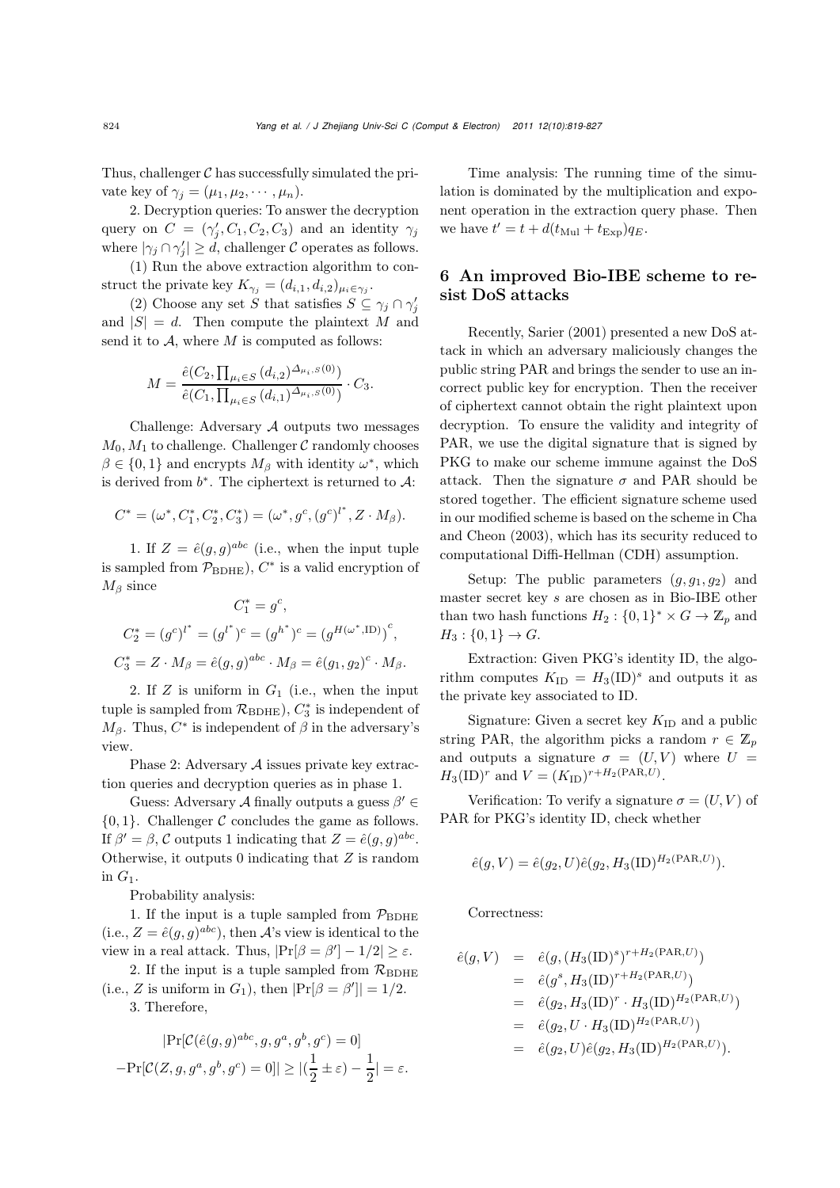Thus, challenger $\mathcal{C}$ has successfully simulated the private key of $\gamma_j = (\mu_1, \mu_2, \cdots, \mu_n)$.

2. Decryption queries: To answer the decryption query on $C = (\gamma_j', C_1, C_2, C_3)$ and an identity $\gamma_j$ where $|\gamma_j \cap \gamma_j'| \geq d$, challenger $\mathcal{C}$ operates as follows.

(1) Run the above extraction algorithm to construct the private key $K_{\gamma_j} = (d_{i,1}, d_{i,2})_{\mu_i \in \gamma_j}$.

(2) Choose any set $S$ that satisfies $S \subseteq \gamma_j \cap \gamma_j'$ and $|S| = d$. Then compute the plaintext $M$ and send it to $\mathcal{A}$, where $M$ is computed as follows:

$$M = \frac{\hat{e}(C_2, \prod_{\mu_i \in S} (d_{i,2})^{\Delta_{\mu_i, S}(0)})}{\hat{e}(C_1, \prod_{\mu_i \in S} (d_{i,1})^{\Delta_{\mu_i, S}(0)})} \cdot C_3.$$

Challenge: Adversary $\mathcal{A}$ outputs two messages $M_0, M_1$ to challenge. Challenger $\mathcal{C}$ randomly chooses $\beta \in \{0, 1\}$ and encrypts $M_\beta$ with identity $\omega^*$, which is derived from $b^*$. The ciphertext is returned to $\mathcal{A}$:

$$C^* = (\omega^*, C_1^*, C_2^*, C_3^*) = (\omega^*, g^c, (g^c)^{l^*}, Z \cdot M_\beta).$$

1. If $Z = \hat{e}(g, g)^{abc}$ (i.e., when the input tuple is sampled from $\mathcal{P}_{\text{BDHE}}$), $C^*$ is a valid encryption of $M_\beta$ since

$$C_1^* = g^c,$$

$$C_2^* = (g^c)^{l^*} = (g^{l^*})^c = (g^{h^*})^c = \left(g^{H(\omega^*, \text{ID})}\right)^c,$$

$$C_3^* = Z \cdot M_\beta = \hat{e}(g, g)^{abc} \cdot M_\beta = \hat{e}(g_1, g_2)^c \cdot M_\beta.$$

2. If $Z$ is uniform in $G_1$ (i.e., when the input tuple is sampled from $\mathcal{R}_{\text{BDHE}}$), $C_3^*$ is independent of $M_\beta$. Thus, $C^*$ is independent of $\beta$ in the adversary's view.

Phase 2: Adversary $\mathcal{A}$ issues private key extraction queries and decryption queries as in phase 1.

Guess: Adversary $\mathcal{A}$ finally outputs a guess $\beta' \in \{0, 1\}$. Challenger $\mathcal{C}$ concludes the game as follows. If $\beta' = \beta$, $\mathcal{C}$ outputs 1 indicating that $Z = \hat{e}(g, g)^{abc}$. Otherwise, it outputs 0 indicating that $Z$ is random in $G_1$.

Probability analysis:

1. If the input is a tuple sampled from $\mathcal{P}_{\text{BDHE}}$ (i.e., $Z = \hat{e}(g, g)^{abc}$), then $\mathcal{A}$'s view is identical to the view in a real attack. Thus, $|\Pr[\beta = \beta'] - 1/2| \geq \varepsilon$.

2. If the input is a tuple sampled from $\mathcal{R}_{\text{BDHE}}$ (i.e., $Z$ is uniform in $G_1$), then $|\Pr[\beta = \beta']| = 1/2$.

3. Therefore,

$$|\Pr[\mathcal{C}(\hat{e}(g, g)^{abc}, g, g^a, g^b, g^c) = 0]$$
$$-\Pr[\mathcal{C}(Z, g, g^a, g^b, g^c) = 0]| \geq |(\frac{1}{2} \pm \varepsilon) - \frac{1}{2}| = \varepsilon.$$

Time analysis: The running time of the simulation is dominated by the multiplication and exponent operation in the extraction query phase. Then we have $t' = t + d(t_{\text{Mul}} + t_{\text{Exp}})q_E$.

## 6 An improved Bio-IBE scheme to resist DoS attacks

Recently, Sarier (2001) presented a new DoS attack in which an adversary maliciously changes the public string PAR and brings the sender to use an incorrect public key for encryption. Then the receiver of ciphertext cannot obtain the right plaintext upon decryption. To ensure the validity and integrity of PAR, we use the digital signature that is signed by PKG to make our scheme immune against the DoS attack. Then the signature $\sigma$ and PAR should be stored together. The efficient signature scheme used in our modified scheme is based on the scheme in Cha and Cheon (2003), which has its security reduced to computational Diffi-Hellman (CDH) assumption.

Setup: The public parameters $(g, g_1, g_2)$ and master secret key $s$ are chosen as in Bio-IBE other than two hash functions $H_2 : \{0, 1\}^* \times G \to \mathbb{Z}_p$ and $H_3 : \{0, 1\} \to G$.

Extraction: Given PKG's identity ID, the algorithm computes $K_{\text{ID}} = H_3(\text{ID})^s$ and outputs it as the private key associated to ID.

Signature: Given a secret key $K_{\text{ID}}$ and a public string PAR, the algorithm picks a random $r \in \mathbb{Z}_p$ and outputs a signature $\sigma = (U, V)$ where $U = H_3(\text{ID})^r$ and $V = (K_{\text{ID}})^{r + H_2(\text{PAR}, U)}$.

Verification: To verify a signature $\sigma = (U, V)$ of PAR for PKG's identity ID, check whether

$$\hat{e}(g, V) = \hat{e}(g_2, U)\hat{e}(g_2, H_3(\text{ID})^{H_2(\text{PAR}, U)}).$$

Correctness:

$$\begin{aligned}
\hat{e}(g, V) &= \hat{e}(g, (H_3(\text{ID})^s)^{r + H_2(\text{PAR}, U)}) \\
&= \hat{e}(g^s, H_3(\text{ID})^{r + H_2(\text{PAR}, U)}) \\
&= \hat{e}(g_2, H_3(\text{ID})^r \cdot H_3(\text{ID})^{H_2(\text{PAR}, U)}) \\
&= \hat{e}(g_2, U \cdot H_3(\text{ID})^{H_2(\text{PAR}, U)}) \\
&= \hat{e}(g_2, U)\hat{e}(g_2, H_3(\text{ID})^{H_2(\text{PAR}, U)}).
\end{aligned}$$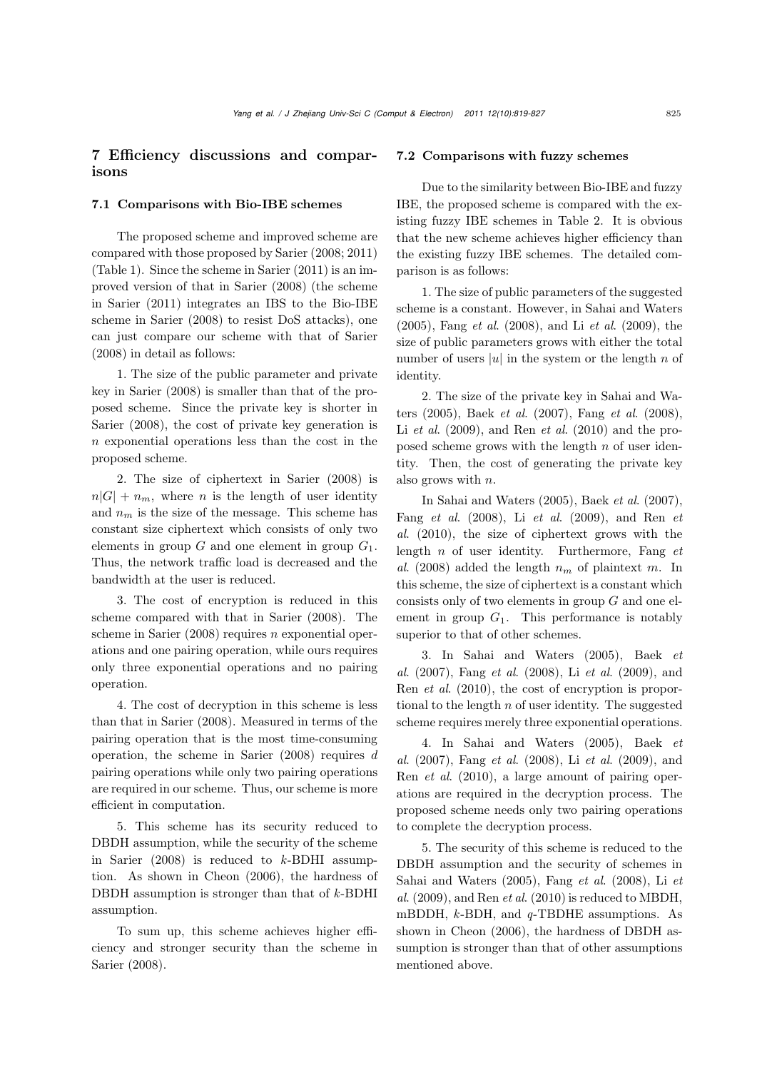## 7 Efficiency discussions and comparisons

### 7.1 Comparisons with Bio-IBE schemes

The proposed scheme and improved scheme are compared with those proposed by Sarier (2008; 2011) (Table 1). Since the scheme in Sarier (2011) is an improved version of that in Sarier (2008) (the scheme in Sarier (2011) integrates an IBS to the Bio-IBE scheme in Sarier (2008) to resist DoS attacks), one can just compare our scheme with that of Sarier (2008) in detail as follows:

1. The size of the public parameter and private key in Sarier (2008) is smaller than that of the proposed scheme. Since the private key is shorter in Sarier (2008), the cost of private key generation is $n$ exponential operations less than the cost in the proposed scheme.

2. The size of ciphertext in Sarier (2008) is $n|G| + n_m$, where $n$ is the length of user identity and $n_m$ is the size of the message. This scheme has constant size ciphertext which consists of only two elements in group $G$ and one element in group $G_1$. Thus, the network traffic load is decreased and the bandwidth at the user is reduced.

3. The cost of encryption is reduced in this scheme compared with that in Sarier (2008). The scheme in Sarier (2008) requires $n$ exponential operations and one pairing operation, while ours requires only three exponential operations and no pairing operation.

4. The cost of decryption in this scheme is less than that in Sarier (2008). Measured in terms of the pairing operation that is the most time-consuming operation, the scheme in Sarier (2008) requires $d$ pairing operations while only two pairing operations are required in our scheme. Thus, our scheme is more efficient in computation.

5. This scheme has its security reduced to DBDH assumption, while the security of the scheme in Sarier (2008) is reduced to $k$-BDHI assumption. As shown in Cheon (2006), the hardness of DBDH assumption is stronger than that of $k$-BDHI assumption.

To sum up, this scheme achieves higher efficiency and stronger security than the scheme in Sarier (2008).

### 7.2 Comparisons with fuzzy schemes

Due to the similarity between Bio-IBE and fuzzy IBE, the proposed scheme is compared with the existing fuzzy IBE schemes in Table 2. It is obvious that the new scheme achieves higher efficiency than the existing fuzzy IBE schemes. The detailed comparison is as follows:

1. The size of public parameters of the suggested scheme is a constant. However, in Sahai and Waters (2005), Fang *et al.* (2008), and Li *et al.* (2009), the size of public parameters grows with either the total number of users $|u|$ in the system or the length $n$ of identity.

2. The size of the private key in Sahai and Waters (2005), Baek *et al.* (2007), Fang *et al.* (2008), Li *et al.* (2009), and Ren *et al.* (2010) and the proposed scheme grows with the length $n$ of user identity. Then, the cost of generating the private key also grows with $n$.

In Sahai and Waters (2005), Baek *et al.* (2007), Fang *et al.* (2008), Li *et al.* (2009), and Ren *et al.* (2010), the size of ciphertext grows with the length $n$ of user identity. Furthermore, Fang *et al.* (2008) added the length $n_m$ of plaintext $m$. In this scheme, the size of ciphertext is a constant which consists only of two elements in group $G$ and one element in group $G_1$. This performance is notably superior to that of other schemes.

3. In Sahai and Waters (2005), Baek *et al.* (2007), Fang *et al.* (2008), Li *et al.* (2009), and Ren *et al.* (2010), the cost of encryption is proportional to the length $n$ of user identity. The suggested scheme requires merely three exponential operations.

4. In Sahai and Waters (2005), Baek *et al.* (2007), Fang *et al.* (2008), Li *et al.* (2009), and Ren *et al.* (2010), a large amount of pairing operations are required in the decryption process. The proposed scheme needs only two pairing operations to complete the decryption process.

5. The security of this scheme is reduced to the DBDH assumption and the security of schemes in Sahai and Waters (2005), Fang *et al.* (2008), Li *et al.* (2009), and Ren *et al.* (2010) is reduced to MBDH, mBDDH, $k$-BDH, and $q$-TBDHE assumptions. As shown in Cheon (2006), the hardness of DBDH assumption is stronger than that of other assumptions mentioned above.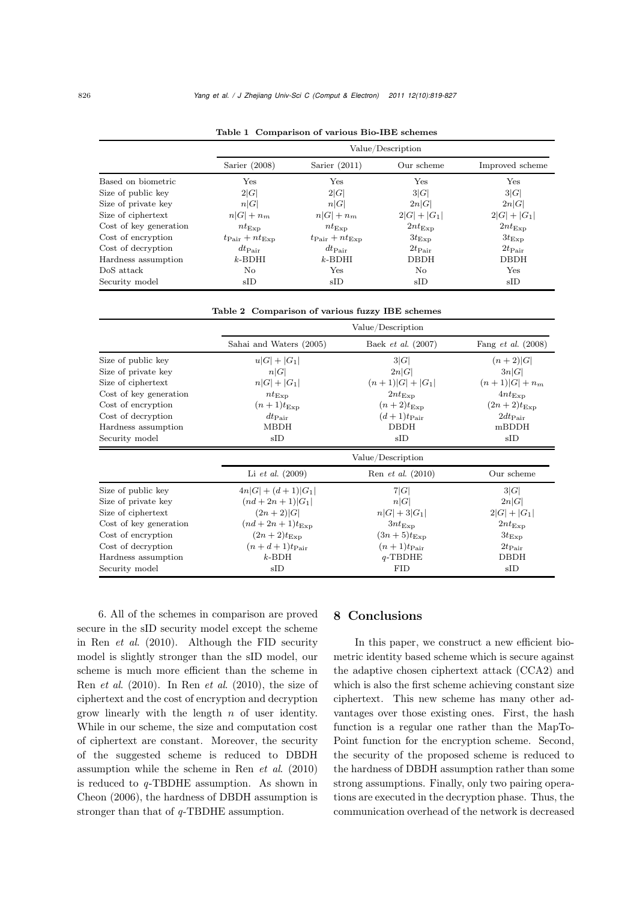**Table 1 Comparison of various Bio-IBE schemes**

| | Value/Description | | | |
|---|---|---|---|---|
| | Sarier (2008) | Sarier (2011) | Our scheme | Improved scheme |
| Based on biometric | Yes | Yes | Yes | Yes |
| Size of public key | $2\|G\|$ | $2\|G\|$ | $3\|G\|$ | $3\|G\|$ |
| Size of private key | $n\|G\|$ | $n\|G\|$ | $2n\|G\|$ | $2n\|G\|$ |
| Size of ciphertext | $n\|G\| + n_m$ | $n\|G\| + n_m$ | $2\|G\| + \|G_1\|$ | $2\|G\| + \|G_1\|$ |
| Cost of key generation | $nt_{\text{Exp}}$ | $nt_{\text{Exp}}$ | $2nt_{\text{Exp}}$ | $2nt_{\text{Exp}}$ |
| Cost of encryption | $t_{\text{Pair}} + nt_{\text{Exp}}$ | $t_{\text{Pair}} + nt_{\text{Exp}}$ | $3t_{\text{Exp}}$ | $3t_{\text{Exp}}$ |
| Cost of decryption | $dt_{\text{Pair}}$ | $dt_{\text{Pair}}$ | $2t_{\text{Pair}}$ | $2t_{\text{Pair}}$ |
| Hardness assumption | $k$-BDHI | $k$-BDHI | DBDH | DBDH |
| DoS attack | No | Yes | No | Yes |
| Security model | sID | sID | sID | sID |

**Table 2 Comparison of various fuzzy IBE schemes**

| | Value/Description | | |
|---|---|---|---|
| | Sahai and Waters (2005) | Baek *et al.* (2007) | Fang *et al.* (2008) |
| Size of public key | $u\|G\| + \|G_1\|$ | $3\|G\|$ | $(n+2)\|G\|$ |
| Size of private key | $n\|G\|$ | $2n\|G\|$ | $3n\|G\|$ |
| Size of ciphertext | $n\|G\| + \|G_1\|$ | $(n+1)\|G\| + \|G_1\|$ | $(n+1)\|G\| + n_m$ |
| Cost of key generation | $nt_{\text{Exp}}$ | $2nt_{\text{Exp}}$ | $4nt_{\text{Exp}}$ |
| Cost of encryption | $(n+1)t_{\text{Exp}}$ | $(n+2)t_{\text{Exp}}$ | $(2n+2)t_{\text{Exp}}$ |
| Cost of decryption | $dt_{\text{Pair}}$ | $(d+1)t_{\text{Pair}}$ | $2dt_{\text{Pair}}$ |
| Hardness assumption | MBDH | DBDH | mBDDH |
| Security model | sID | sID | sID |
| | **Value/Description** | | |
| | Li *et al.* (2009) | Ren *et al.* (2010) | Our scheme |
| Size of public key | $4n\|G\| + (d+1)\|G_1\|$ | $7\|G\|$ | $3\|G\|$ |
| Size of private key | $(nd+2n+1)\|G_1\|$ | $n\|G\|$ | $2n\|G\|$ |
| Size of ciphertext | $(2n+2)\|G\|$ | $n\|G\| + 3\|G_1\|$ | $2\|G\| + \|G_1\|$ |
| Cost of key generation | $(nd+2n+1)t_{\text{Exp}}$ | $3nt_{\text{Exp}}$ | $2nt_{\text{Exp}}$ |
| Cost of encryption | $(2n+2)t_{\text{Exp}}$ | $(3n+5)t_{\text{Exp}}$ | $3t_{\text{Exp}}$ |
| Cost of decryption | $(n+d+1)t_{\text{Pair}}$ | $(n+1)t_{\text{Pair}}$ | $2t_{\text{Pair}}$ |
| Hardness assumption | $k$-BDH | $q$-TBDHE | DBDH |
| Security model | sID | FID | sID |

6. All of the schemes in comparison are proved secure in the sID security model except the scheme in Ren *et al.* (2010). Although the FID security model is slightly stronger than the sID model, our scheme is much more efficient than the scheme in Ren *et al.* (2010). In Ren *et al.* (2010), the size of ciphertext and the cost of encryption and decryption grow linearly with the length $n$ of user identity. While in our scheme, the size and computation cost of ciphertext are constant. Moreover, the security of the suggested scheme is reduced to DBDH assumption while the scheme in Ren *et al.* (2010) is reduced to $q$-TBDHE assumption. As shown in Cheon (2006), the hardness of DBDH assumption is stronger than that of $q$-TBDHE assumption.

## 8 Conclusions

In this paper, we construct a new efficient biometric identity based scheme which is secure against the adaptive chosen ciphertext attack (CCA2) and which is also the first scheme achieving constant size ciphertext. This new scheme has many other advantages over those existing ones. First, the hash function is a regular one rather than the MapToPoint function for the encryption scheme. Second, the security of the proposed scheme is reduced to the hardness of DBDH assumption rather than some strong assumptions. Finally, only two pairing operations are executed in the decryption phase. Thus, the communication overhead of the network is decreased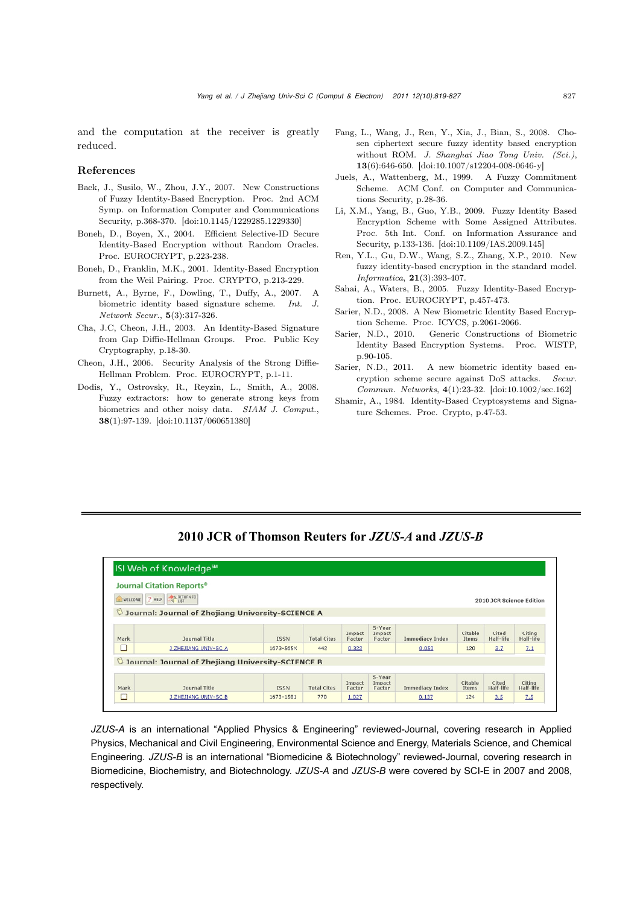and the computation at the receiver is greatly reduced.

## References

Baek, J., Susilo, W., Zhou, J.Y., 2007. New Constructions of Fuzzy Identity-Based Encryption. Proc. 2nd ACM Symp. on Information Computer and Communications Security, p.368-370. [doi:10.1145/1229285.1229330]

Boneh, D., Boyen, X., 2004. Efficient Selective-ID Secure Identity-Based Encryption without Random Oracles. Proc. EUROCRYPT, p.223-238.

Boneh, D., Franklin, M.K., 2001. Identity-Based Encryption from the Weil Pairing. Proc. CRYPTO, p.213-229.

Burnett, A., Byrne, F., Dowling, T., Duffy, A., 2007. A biometric identity based signature scheme. *Int. J. Network Secur.*, **5**(3):317-326.

Cha, J.C, Cheon, J.H., 2003. An Identity-Based Signature from Gap Diffie-Hellman Groups. Proc. Public Key Cryptography, p.18-30.

Cheon, J.H., 2006. Security Analysis of the Strong Diffie-Hellman Problem. Proc. EUROCRYPT, p.1-11.

Dodis, Y., Ostrovsky, R., Reyzin, L., Smith, A., 2008. Fuzzy extractors: how to generate strong keys from biometrics and other noisy data. *SIAM J. Comput.*, **38**(1):97-139. [doi:10.1137/060651380]

Fang, L., Wang, J., Ren, Y., Xia, J., Bian, S., 2008. Chosen ciphertext secure fuzzy identity based encryption without ROM. *J. Shanghai Jiao Tong Univ. (Sci.)*, **13**(6):646-650. [doi:10.1007/s12204-008-0646-y]

Juels, A., Wattenberg, M., 1999. A Fuzzy Commitment Scheme. ACM Conf. on Computer and Communications Security, p.28-36.

Li, X.M., Yang, B., Guo, Y.B., 2009. Fuzzy Identity Based Encryption Scheme with Some Assigned Attributes. Proc. 5th Int. Conf. on Information Assurance and Security, p.133-136. [doi:10.1109/IAS.2009.145]

Ren, Y.L., Gu, D.W., Wang, S.Z., Zhang, X.P., 2010. New fuzzy identity-based encryption in the standard model. *Informatica*, **21**(3):393-407.

Sahai, A., Waters, B., 2005. Fuzzy Identity-Based Encryption. Proc. EUROCRYPT, p.457-473.

Sarier, N.D., 2008. A New Biometric Identity Based Encryption Scheme. Proc. ICYCS, p.2061-2066.

Sarier, N.D., 2010. Generic Constructions of Biometric Identity Based Encryption Systems. Proc. WISTP, p.90-105.

Sarier, N.D., 2011. A new biometric identity based encryption scheme secure against DoS attacks. *Secur. Commun. Networks*, **4**(1):23-32. [doi:10.1002/sec.162]

Shamir, A., 1984. Identity-Based Cryptosystems and Signature Schemes. Proc. Crypto, p.47-53.

---

## 2010 JCR of Thomson Reuters for *JZUS-A* and *JZUS-B*

ISI Web of Knowledge℠

Journal Citation Reports®

2010 JCR Science Edition

Journal: Journal of Zhejiang University-SCIENCE A

| Mark | Journal Title | ISSN | Total Cites | Impact Factor | 5-Year Impact Factor | Immediacy Index | Citable Items | Cited Half-life | Citing Half-life |
|---|---|---|---|---|---|---|---|---|---|
| ☐ | J ZHEJIANG UNIV-SC A | 1673-565X | 442 | 0.322 | | 0.050 | 120 | 3.7 | 7.1 |

Journal: Journal of Zhejiang University-SCIENCE B

| Mark | Journal Title | ISSN | Total Cites | Impact Factor | 5-Year Impact Factor | Immediacy Index | Citable Items | Cited Half-life | Citing Half-life |
|---|---|---|---|---|---|---|---|---|---|
| ☐ | J ZHEJIANG UNIV-SC B | 1673-1581 | 770 | 1.027 | | 0.137 | 124 | 3.5 | 7.5 |

*JZUS-A* is an international "Applied Physics & Engineering" reviewed-Journal, covering research in Applied Physics, Mechanical and Civil Engineering, Environmental Science and Energy, Materials Science, and Chemical Engineering. *JZUS-B* is an international "Biomedicine & Biotechnology" reviewed-Journal, covering research in Biomedicine, Biochemistry, and Biotechnology. *JZUS-A* and *JZUS-B* were covered by SCI-E in 2007 and 2008, respectively.